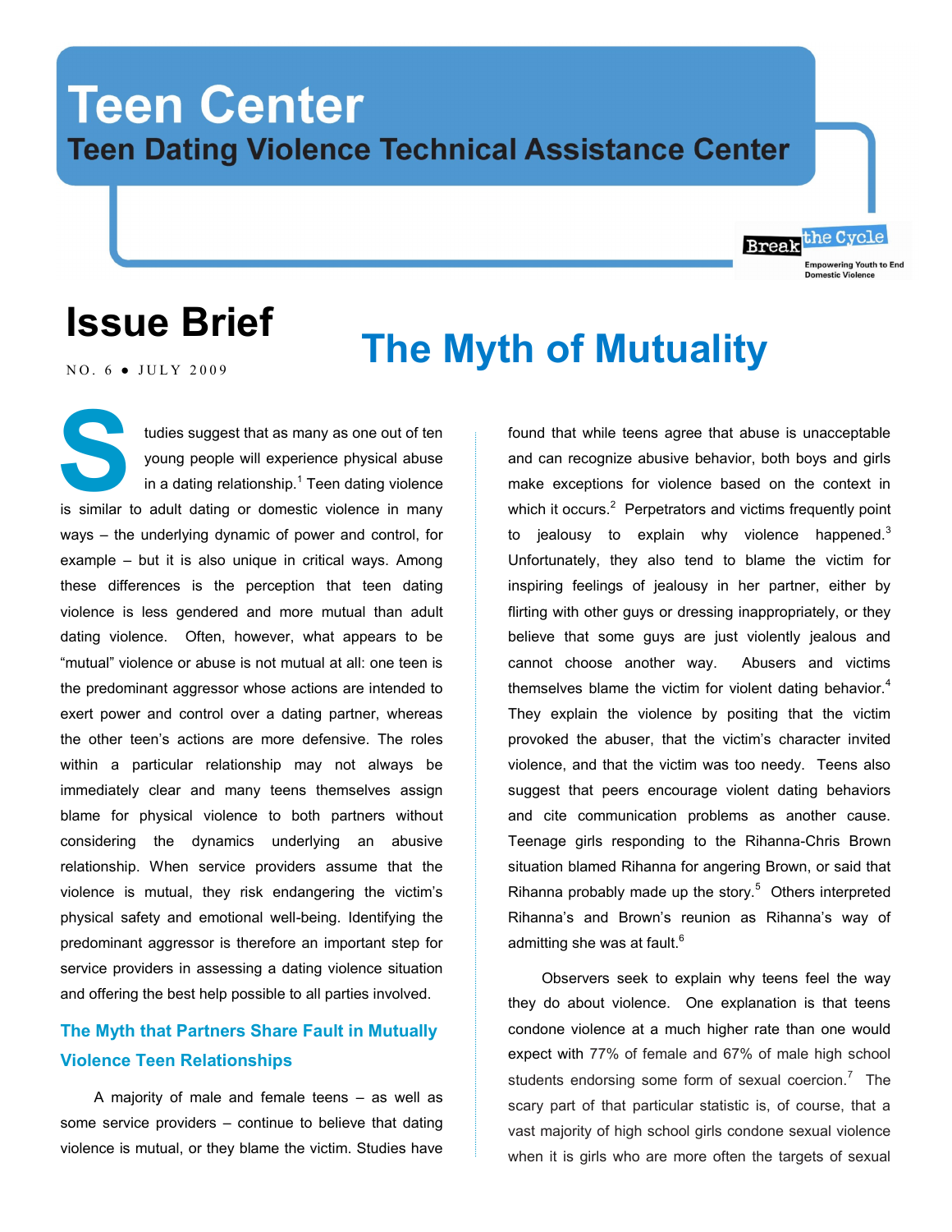# Teen Center

## Teen Dating Violence Technical Assistance Center

Break the Cycle
Empowering Youth to End Domestic Violence

# Issue Brief

NO. 6 ● JULY 2009

# The Myth of Mutuality

Studies suggest that as many as one out of ten young people will experience physical abuse in a dating relationship.[1] Teen dating violence is similar to adult dating or domestic violence in many ways – the underlying dynamic of power and control, for example – but it is also unique in critical ways. Among these differences is the perception that teen dating violence is less gendered and more mutual than adult dating violence. Often, however, what appears to be "mutual" violence or abuse is not mutual at all: one teen is the predominant aggressor whose actions are intended to exert power and control over a dating partner, whereas the other teen's actions are more defensive. The roles within a particular relationship may not always be immediately clear and many teens themselves assign blame for physical violence to both partners without considering the dynamics underlying an abusive relationship. When service providers assume that the violence is mutual, they risk endangering the victim's physical safety and emotional well-being. Identifying the predominant aggressor is therefore an important step for service providers in assessing a dating violence situation and offering the best help possible to all parties involved.

### The Myth that Partners Share Fault in Mutually Violence Teen Relationships

A majority of male and female teens – as well as some service providers – continue to believe that dating violence is mutual, or they blame the victim. Studies have found that while teens agree that abuse is unacceptable and can recognize abusive behavior, both boys and girls make exceptions for violence based on the context in which it occurs.[2] Perpetrators and victims frequently point to jealousy to explain why violence happened.[3] Unfortunately, they also tend to blame the victim for inspiring feelings of jealousy in her partner, either by flirting with other guys or dressing inappropriately, or they believe that some guys are just violently jealous and cannot choose another way. Abusers and victims themselves blame the victim for violent dating behavior.[4] They explain the violence by positing that the victim provoked the abuser, that the victim's character invited violence, and that the victim was too needy. Teens also suggest that peers encourage violent dating behaviors and cite communication problems as another cause. Teenage girls responding to the Rihanna-Chris Brown situation blamed Rihanna for angering Brown, or said that Rihanna probably made up the story.[5] Others interpreted Rihanna's and Brown's reunion as Rihanna's way of admitting she was at fault.[6]

Observers seek to explain why teens feel the way they do about violence. One explanation is that teens condone violence at a much higher rate than one would expect with 77% of female and 67% of male high school students endorsing some form of sexual coercion.[7] The scary part of that particular statistic is, of course, that a vast majority of high school girls condone sexual violence when it is girls who are more often the targets of sexual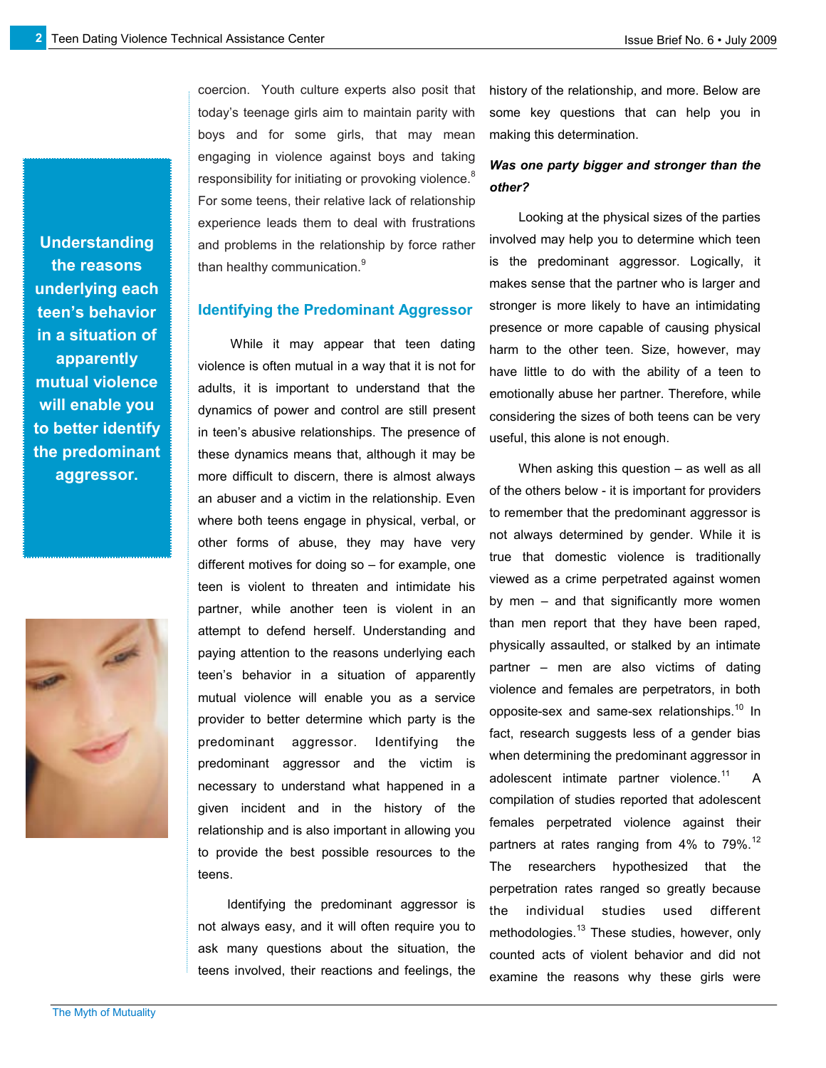coercion. Youth culture experts also posit that today's teenage girls aim to maintain parity with boys and for some girls, that may mean engaging in violence against boys and taking responsibility for initiating or provoking violence.[8] For some teens, their relative lack of relationship experience leads them to deal with frustrations and problems in the relationship by force rather than healthy communication.[9]

**Understanding the reasons underlying each teen's behavior in a situation of apparently mutual violence will enable you to better identify the predominant aggressor.**

## Identifying the Predominant Aggressor

While it may appear that teen dating violence is often mutual in a way that it is not for adults, it is important to understand that the dynamics of power and control are still present in teen's abusive relationships. The presence of these dynamics means that, although it may be more difficult to discern, there is almost always an abuser and a victim in the relationship. Even where both teens engage in physical, verbal, or other forms of abuse, they may have very different motives for doing so – for example, one teen is violent to threaten and intimidate his partner, while another teen is violent in an attempt to defend herself. Understanding and paying attention to the reasons underlying each teen's behavior in a situation of apparently mutual violence will enable you as a service provider to better determine which party is the predominant aggressor. Identifying the predominant aggressor and the victim is necessary to understand what happened in a given incident and in the history of the relationship and is also important in allowing you to provide the best possible resources to the teens.

Identifying the predominant aggressor is not always easy, and it will often require you to ask many questions about the situation, the teens involved, their reactions and feelings, the history of the relationship, and more. Below are some key questions that can help you in making this determination.

***Was one party bigger and stronger than the other?***

Looking at the physical sizes of the parties involved may help you to determine which teen is the predominant aggressor. Logically, it makes sense that the partner who is larger and stronger is more likely to have an intimidating presence or more capable of causing physical harm to the other teen. Size, however, may have little to do with the ability of a teen to emotionally abuse her partner. Therefore, while considering the sizes of both teens can be very useful, this alone is not enough.

When asking this question – as well as all of the others below - it is important for providers to remember that the predominant aggressor is not always determined by gender. While it is true that domestic violence is traditionally viewed as a crime perpetrated against women by men – and that significantly more women than men report that they have been raped, physically assaulted, or stalked by an intimate partner – men are also victims of dating violence and females are perpetrators, in both opposite-sex and same-sex relationships.[10] In fact, research suggests less of a gender bias when determining the predominant aggressor in adolescent intimate partner violence.[11] A compilation of studies reported that adolescent females perpetrated violence against their partners at rates ranging from 4% to 79%.[12] The researchers hypothesized that the perpetration rates ranged so greatly because the individual studies used different methodologies.[13] These studies, however, only counted acts of violent behavior and did not examine the reasons why these girls were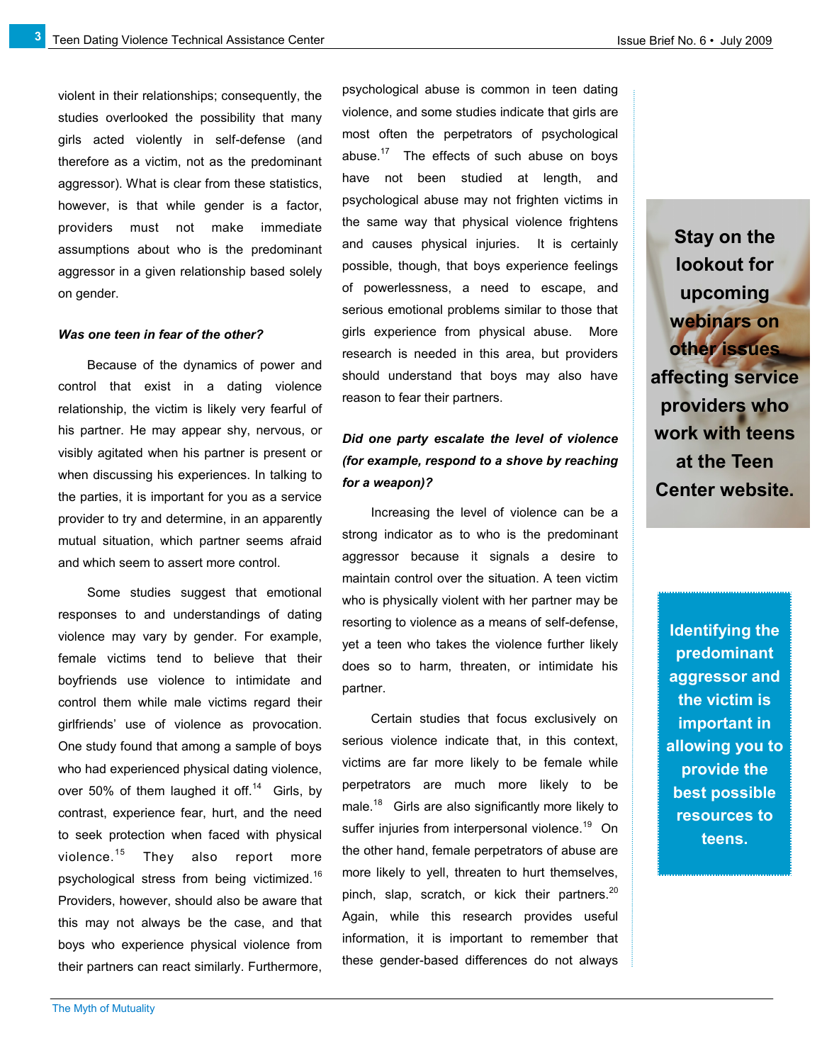violent in their relationships; consequently, the studies overlooked the possibility that many girls acted violently in self-defense (and therefore as a victim, not as the predominant aggressor). What is clear from these statistics, however, is that while gender is a factor, providers must not make immediate assumptions about who is the predominant aggressor in a given relationship based solely on gender.

***Was one teen in fear of the other?***

Because of the dynamics of power and control that exist in a dating violence relationship, the victim is likely very fearful of his partner. He may appear shy, nervous, or visibly agitated when his partner is present or when discussing his experiences. In talking to the parties, it is important for you as a service provider to try and determine, in an apparently mutual situation, which partner seems afraid and which seem to assert more control.

Some studies suggest that emotional responses to and understandings of dating violence may vary by gender. For example, female victims tend to believe that their boyfriends use violence to intimidate and control them while male victims regard their girlfriends' use of violence as provocation. One study found that among a sample of boys who had experienced physical dating violence, over 50% of them laughed it off.[14] Girls, by contrast, experience fear, hurt, and the need to seek protection when faced with physical violence.[15] They also report more psychological stress from being victimized.[16] Providers, however, should also be aware that this may not always be the case, and that boys who experience physical violence from their partners can react similarly. Furthermore, psychological abuse is common in teen dating violence, and some studies indicate that girls are most often the perpetrators of psychological abuse.[17] The effects of such abuse on boys have not been studied at length, and psychological abuse may not frighten victims in the same way that physical violence frightens and causes physical injuries. It is certainly possible, though, that boys experience feelings of powerlessness, a need to escape, and serious emotional problems similar to those that girls experience from physical abuse. More research is needed in this area, but providers should understand that boys may also have reason to fear their partners.

***Did one party escalate the level of violence (for example, respond to a shove by reaching for a weapon)?***

Increasing the level of violence can be a strong indicator as to who is the predominant aggressor because it signals a desire to maintain control over the situation. A teen victim who is physically violent with her partner may be resorting to violence as a means of self-defense, yet a teen who takes the violence further likely does so to harm, threaten, or intimidate his partner.

Certain studies that focus exclusively on serious violence indicate that, in this context, victims are far more likely to be female while perpetrators are much more likely to be male.[18] Girls are also significantly more likely to suffer injuries from interpersonal violence.[19] On the other hand, female perpetrators of abuse are more likely to yell, threaten to hurt themselves, pinch, slap, scratch, or kick their partners.[20] Again, while this research provides useful information, it is important to remember that these gender-based differences do not always

**Stay on the lookout for upcoming webinars on other issues affecting service providers who work with teens at the Teen Center website.**

**Identifying the predominant aggressor and the victim is important in allowing you to provide the best possible resources to teens.**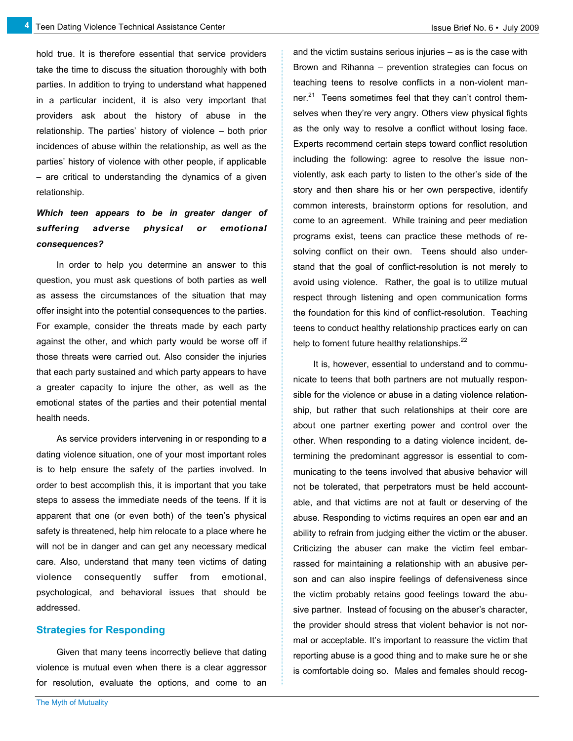hold true. It is therefore essential that service providers take the time to discuss the situation thoroughly with both parties. In addition to trying to understand what happened in a particular incident, it is also very important that providers ask about the history of abuse in the relationship. The parties' history of violence – both prior incidences of abuse within the relationship, as well as the parties' history of violence with other people, if applicable – are critical to understanding the dynamics of a given relationship.

***Which teen appears to be in greater danger of suffering adverse physical or emotional consequences?***

In order to help you determine an answer to this question, you must ask questions of both parties as well as assess the circumstances of the situation that may offer insight into the potential consequences to the parties. For example, consider the threats made by each party against the other, and which party would be worse off if those threats were carried out. Also consider the injuries that each party sustained and which party appears to have a greater capacity to injure the other, as well as the emotional states of the parties and their potential mental health needs.

As service providers intervening in or responding to a dating violence situation, one of your most important roles is to help ensure the safety of the parties involved. In order to best accomplish this, it is important that you take steps to assess the immediate needs of the teens. If it is apparent that one (or even both) of the teen's physical safety is threatened, help him relocate to a place where he will not be in danger and can get any necessary medical care. Also, understand that many teen victims of dating violence consequently suffer from emotional, psychological, and behavioral issues that should be addressed.

## Strategies for Responding

Given that many teens incorrectly believe that dating violence is mutual even when there is a clear aggressor and the victim sustains serious injuries – as is the case with Brown and Rihanna – prevention strategies can focus on teaching teens to resolve conflicts in a non-violent manner.[21] Teens sometimes feel that they can't control themselves when they're very angry. Others view physical fights as the only way to resolve a conflict without losing face. Experts recommend certain steps toward conflict resolution including the following: agree to resolve the issue non-violently, ask each party to listen to the other's side of the story and then share his or her own perspective, identify common interests, brainstorm options for resolution, evaluate the options, and come to an agreement. While training and peer mediation programs exist, teens can practice these methods of resolving conflict on their own. Teens should also understand that the goal of conflict-resolution is not merely to avoid using violence. Rather, the goal is to utilize mutual respect through listening and open communication forms the foundation for this kind of conflict-resolution. Teaching teens to conduct healthy relationship practices early on can help to foment future healthy relationships.[22]

It is, however, essential to understand and to communicate to teens that both partners are not mutually responsible for the violence or abuse in a dating violence relationship, but rather that such relationships at their core are about one partner exerting power and control over the other. When responding to a dating violence incident, determining the predominant aggressor is essential to communicating to the teens involved that abusive behavior will not be tolerated, that perpetrators must be held accountable, and that victims are not at fault or deserving of the abuse. Responding to victims requires an open ear and an ability to refrain from judging either the victim or the abuser. Criticizing the abuser can make the victim feel embarrassed for maintaining a relationship with an abusive person and can also inspire feelings of defensiveness since the victim probably retains good feelings toward the abusive partner. Instead of focusing on the abuser's character, the provider should stress that violent behavior is not normal or acceptable. It's important to reassure the victim that reporting abuse is a good thing and to make sure he or she is comfortable doing so. Males and females should recog-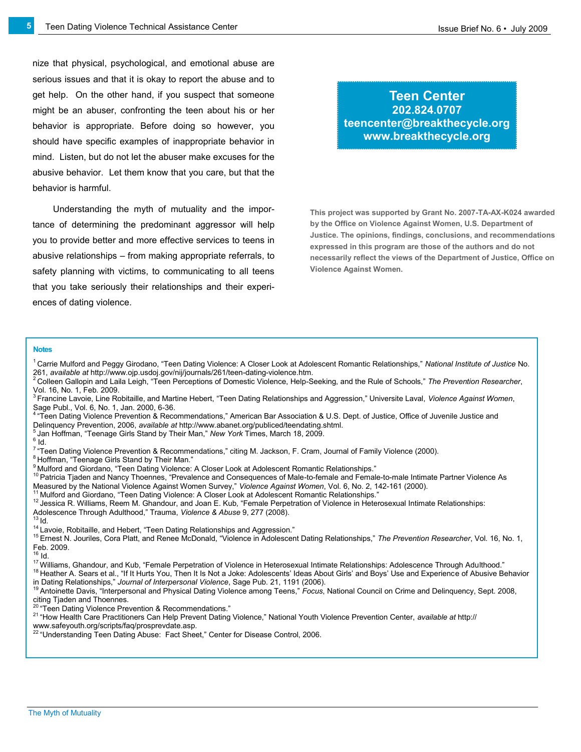nize that physical, psychological, and emotional abuse are serious issues and that it is okay to report the abuse and to get help. On the other hand, if you suspect that someone might be an abuser, confronting the teen about his or her behavior is appropriate. Before doing so however, you should have specific examples of inappropriate behavior in mind. Listen, but do not let the abuser make excuses for the abusive behavior. Let them know that you care, but that the behavior is harmful.

Understanding the myth of mutuality and the importance of determining the predominant aggressor will help you to provide better and more effective services to teens in abusive relationships – from making appropriate referrals, to safety planning with victims, to communicating to all teens that you take seriously their relationships and their experiences of dating violence.

**Teen Center**
**202.824.0707**
**teencenter@breakthecycle.org**
**www.breakthecycle.org**

**This project was supported by Grant No. 2007-TA-AX-K024 awarded by the Office on Violence Against Women, U.S. Department of Justice. The opinions, findings, conclusions, and recommendations expressed in this program are those of the authors and do not necessarily reflect the views of the Department of Justice, Office on Violence Against Women.**

**Notes**

[1] Carrie Mulford and Peggy Girodano, "Teen Dating Violence: A Closer Look at Adolescent Romantic Relationships," *National Institute of Justice* No. 261, *available at* http://www.ojp.usdoj.gov/nij/journals/261/teen-dating-violence.htm.
[2] Colleen Gallopin and Laila Leigh, "Teen Perceptions of Domestic Violence, Help-Seeking, and the Rule of Schools," *The Prevention Researcher*, Vol. 16, No. 1, Feb. 2009.
[3] Francine Lavoie, Line Robitaille, and Martine Hebert, "Teen Dating Relationships and Aggression," Universite Laval, *Violence Against Women*, Sage Publ., Vol. 6, No. 1, Jan. 2000, 6-36.
[4] "Teen Dating Violence Prevention & Recommendations," American Bar Association & U.S. Dept. of Justice, Office of Juvenile Justice and Delinquency Prevention, 2006, *available at* http://www.abanet.org/publiced/teendating.shtml.
[5] Jan Hoffman, "Teenage Girls Stand by Their Man," *New York* Times, March 18, 2009.
[6] Id.
[7] "Teen Dating Violence Prevention & Recommendations," citing M. Jackson, F. Cram, Journal of Family Violence (2000).
[8] Hoffman, "Teenage Girls Stand by Their Man."
[9] Mulford and Giordano, "Teen Dating Violence: A Closer Look at Adolescent Romantic Relationships."
[10] Patricia Tjaden and Nancy Thoennes, "Prevalence and Consequences of Male-to-female and Female-to-male Intimate Partner Violence As Measured by the National Violence Against Women Survey," *Violence Against Women*, Vol. 6, No. 2, 142-161 (2000).
[11] Mulford and Giordano, "Teen Dating Violence: A Closer Look at Adolescent Romantic Relationships."
[12] Jessica R. Williams, Reem M. Ghandour, and Joan E. Kub, "Female Perpetration of Violence in Heterosexual Intimate Relationships: Adolescence Through Adulthood," Trauma, *Violence & Abuse* 9, 277 (2008).
[13] Id.
[14] Lavoie, Robitaille, and Hebert, "Teen Dating Relationships and Aggression."
[15] Ernest N. Jouriles, Cora Platt, and Renee McDonald, "Violence in Adolescent Dating Relationships," *The Prevention Researcher*, Vol. 16, No. 1, Feb. 2009.
[16] Id.
[17] Williams, Ghandour, and Kub, "Female Perpetration of Violence in Heterosexual Intimate Relationships: Adolescence Through Adulthood."
[18] Heather A. Sears et al., "If It Hurts You, Then It Is Not a Joke: Adolescents' Ideas About Girls' and Boys' Use and Experience of Abusive Behavior in Dating Relationships," *Journal of Interpersonal Violence*, Sage Pub. 21, 1191 (2006).
[19] Antoinette Davis, "Interpersonal and Physical Dating Violence among Teens," *Focus*, National Council on Crime and Delinquency, Sept. 2008, citing Tjaden and Thoennes.
[20] "Teen Dating Violence Prevention & Recommendations."
[21] "How Health Care Practitioners Can Help Prevent Dating Violence," National Youth Violence Prevention Center, *available at* http://www.safeyouth.org/scripts/faq/prosprevdate.asp.
[22] "Understanding Teen Dating Abuse: Fact Sheet," Center for Disease Control, 2006.